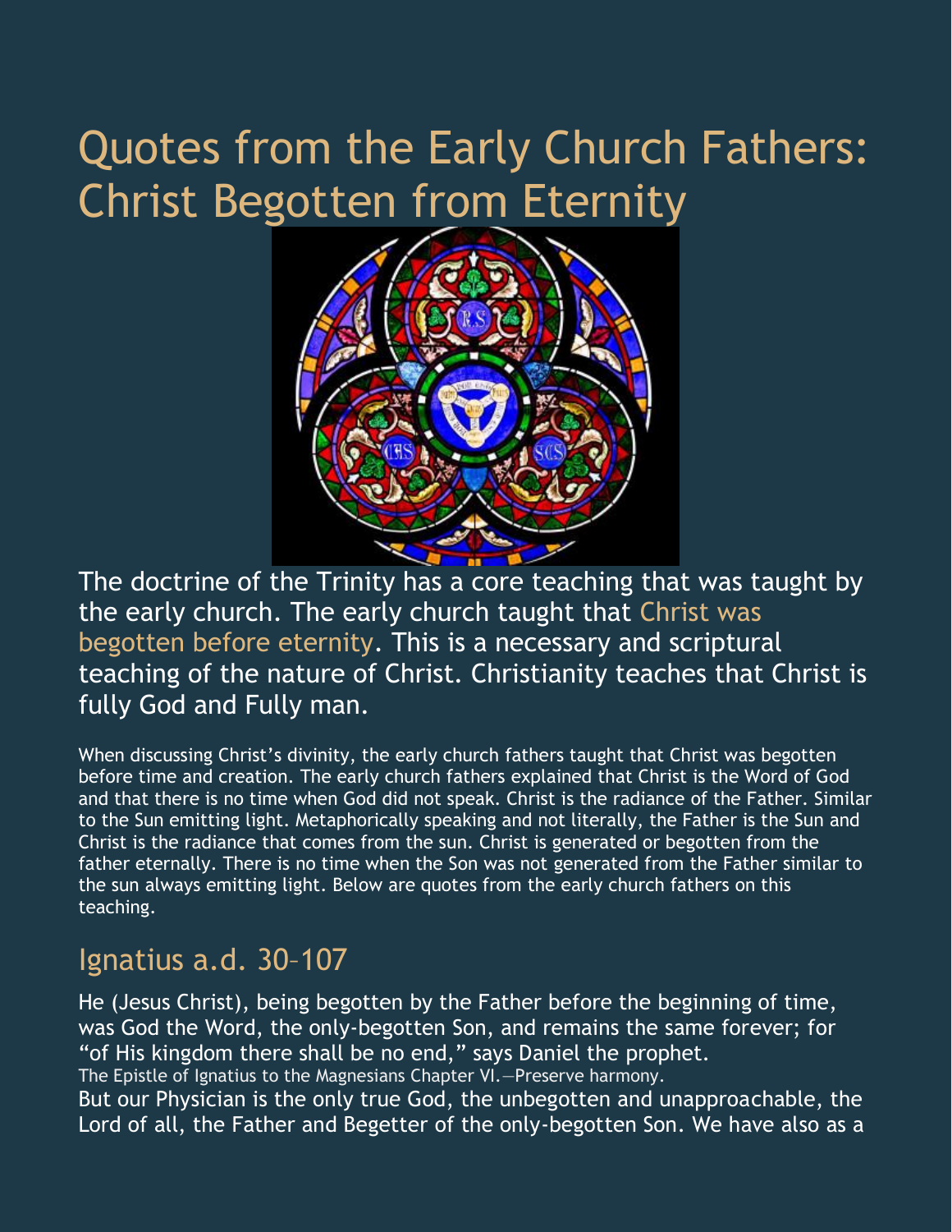# Quotes from the Early Church Fathers: Christ Begotten from Eternity

The doctrine of the Trinity has a core teaching that was taught by the early church. The early church taught that Christ was begotten before eternity. This is a necessary and scriptural teaching of the nature of Christ. Christianity teaches that Christ is fully God and Fully man.

When discussing Christ's divinity, the early church fathers taught that Christ was begotten before time and creation. The early church fathers explained that Christ is the Word of God and that there is no time when God did not speak. Christ is the radiance of the Father. Similar to the Sun emitting light. Metaphorically speaking and not literally, the Father is the Sun and Christ is the radiance that comes from the sun. Christ is generated or begotten from the father eternally. There is no time when the Son was not generated from the Father similar to the sun always emitting light. Below are quotes from the early church fathers on this teaching.

## Ignatius a.d. 30–107

He (Jesus Christ), being begotten by the Father before the beginning of time, was God the Word, the only-begotten Son, and remains the same forever; for "of His kingdom there shall be no end," says Daniel the prophet.
The Epistle of Ignatius to the Magnesians Chapter VI.—Preserve harmony.
But our Physician is the only true God, the unbegotten and unapproachable, the Lord of all, the Father and Begetter of the only-begotten Son. We have also as a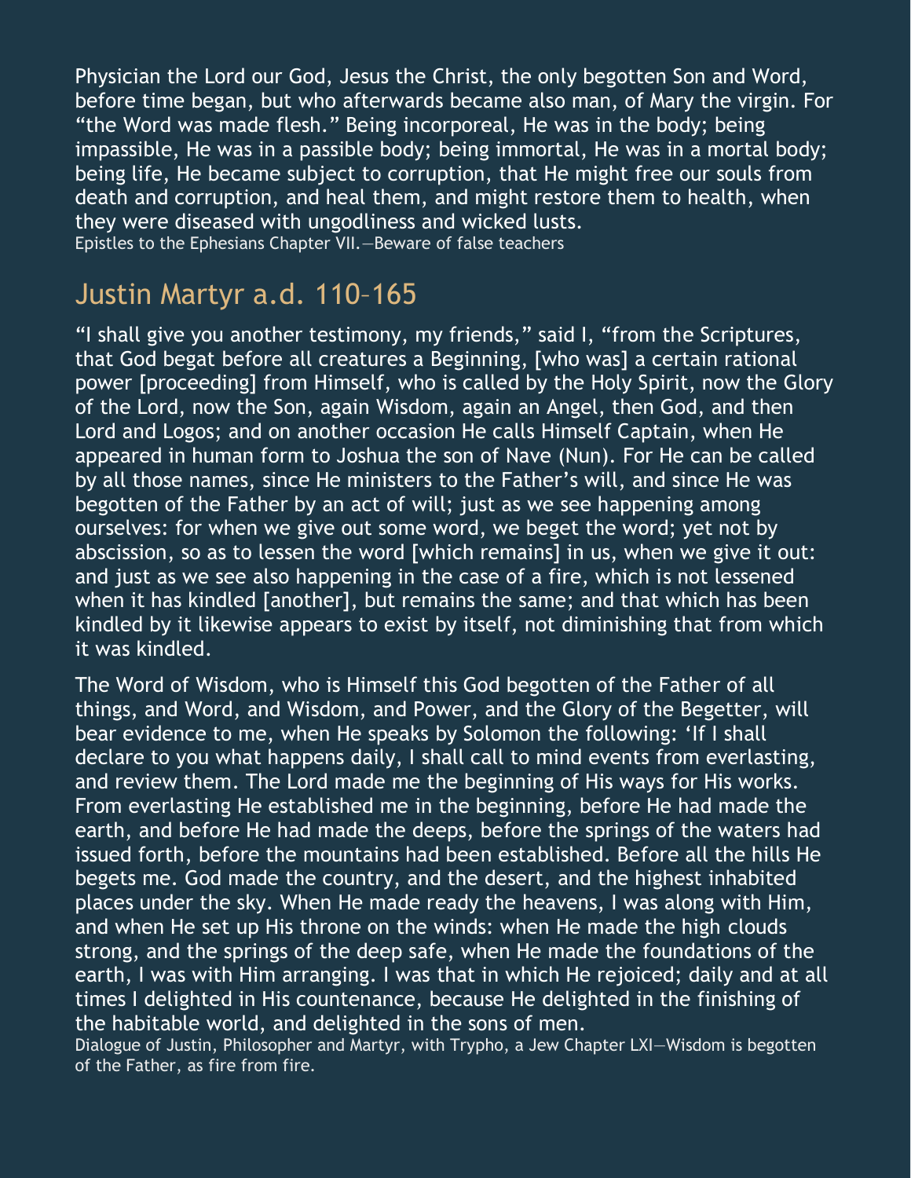Physician the Lord our God, Jesus the Christ, the only begotten Son and Word, before time began, but who afterwards became also man, of Mary the virgin. For "the Word was made flesh." Being incorporeal, He was in the body; being impassible, He was in a passible body; being immortal, He was in a mortal body; being life, He became subject to corruption, that He might free our souls from death and corruption, and heal them, and might restore them to health, when they were diseased with ungodliness and wicked lusts.
Epistles to the Ephesians Chapter VII.—Beware of false teachers

## Justin Martyr a.d. 110–165

"I shall give you another testimony, my friends," said I, "from the Scriptures, that God begat before all creatures a Beginning, [who was] a certain rational power [proceeding] from Himself, who is called by the Holy Spirit, now the Glory of the Lord, now the Son, again Wisdom, again an Angel, then God, and then Lord and Logos; and on another occasion He calls Himself Captain, when He appeared in human form to Joshua the son of Nave (Nun). For He can be called by all those names, since He ministers to the Father's will, and since He was begotten of the Father by an act of will; just as we see happening among ourselves: for when we give out some word, we beget the word; yet not by abscission, so as to lessen the word [which remains] in us, when we give it out: and just as we see also happening in the case of a fire, which is not lessened when it has kindled [another], but remains the same; and that which has been kindled by it likewise appears to exist by itself, not diminishing that from which it was kindled.

The Word of Wisdom, who is Himself this God begotten of the Father of all things, and Word, and Wisdom, and Power, and the Glory of the Begetter, will bear evidence to me, when He speaks by Solomon the following: 'If I shall declare to you what happens daily, I shall call to mind events from everlasting, and review them. The Lord made me the beginning of His ways for His works. From everlasting He established me in the beginning, before He had made the earth, and before He had made the deeps, before the springs of the waters had issued forth, before the mountains had been established. Before all the hills He begets me. God made the country, and the desert, and the highest inhabited places under the sky. When He made ready the heavens, I was along with Him, and when He set up His throne on the winds: when He made the high clouds strong, and the springs of the deep safe, when He made the foundations of the earth, I was with Him arranging. I was that in which He rejoiced; daily and at all times I delighted in His countenance, because He delighted in the finishing of the habitable world, and delighted in the sons of men.
Dialogue of Justin, Philosopher and Martyr, with Trypho, a Jew Chapter LXI—Wisdom is begotten of the Father, as fire from fire.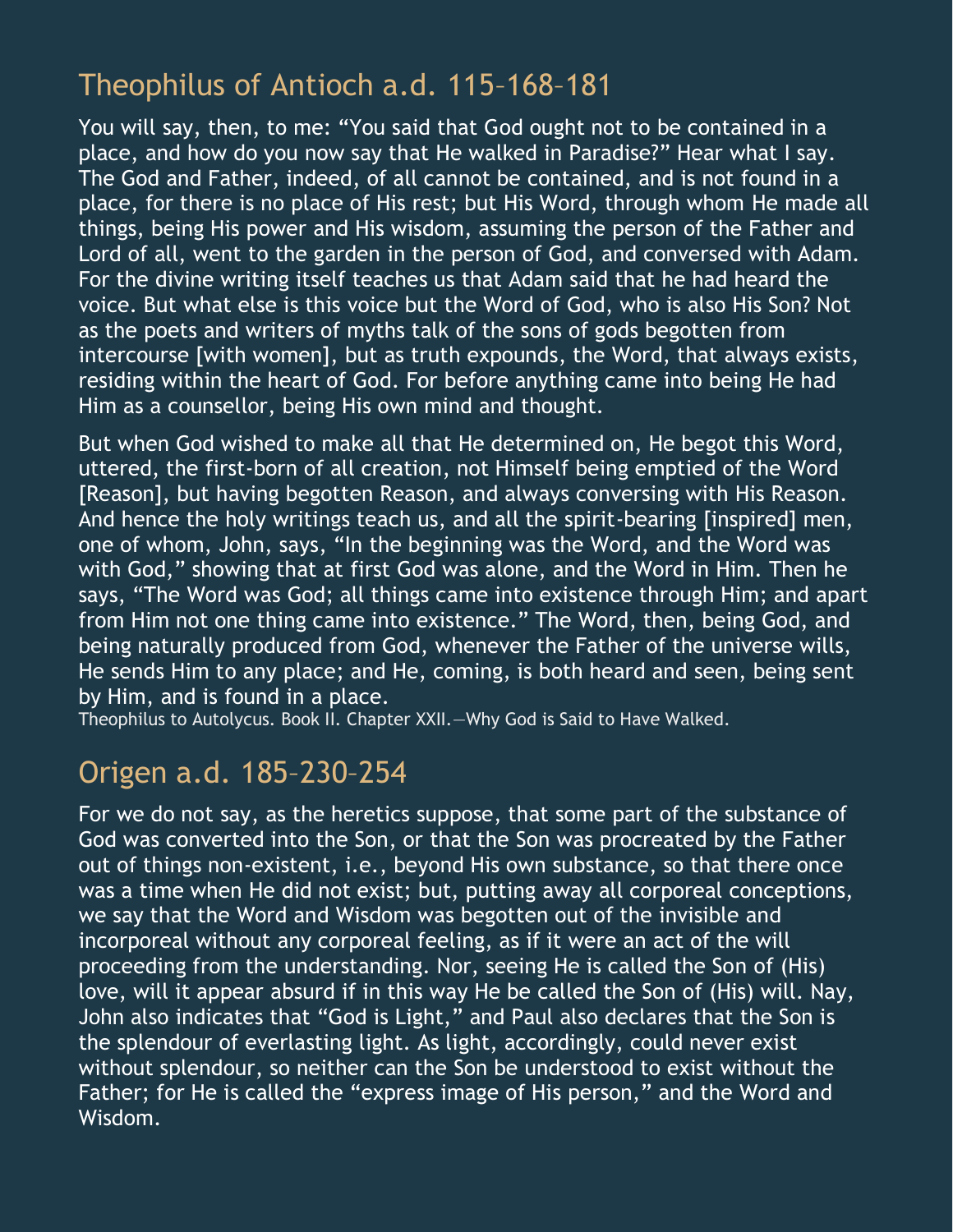## Theophilus of Antioch a.d. 115–168–181

You will say, then, to me: "You said that God ought not to be contained in a place, and how do you now say that He walked in Paradise?" Hear what I say. The God and Father, indeed, of all cannot be contained, and is not found in a place, for there is no place of His rest; but His Word, through whom He made all things, being His power and His wisdom, assuming the person of the Father and Lord of all, went to the garden in the person of God, and conversed with Adam. For the divine writing itself teaches us that Adam said that he had heard the voice. But what else is this voice but the Word of God, who is also His Son? Not as the poets and writers of myths talk of the sons of gods begotten from intercourse [with women], but as truth expounds, the Word, that always exists, residing within the heart of God. For before anything came into being He had Him as a counsellor, being His own mind and thought.

But when God wished to make all that He determined on, He begot this Word, uttered, the first-born of all creation, not Himself being emptied of the Word [Reason], but having begotten Reason, and always conversing with His Reason. And hence the holy writings teach us, and all the spirit-bearing [inspired] men, one of whom, John, says, "In the beginning was the Word, and the Word was with God," showing that at first God was alone, and the Word in Him. Then he says, "The Word was God; all things came into existence through Him; and apart from Him not one thing came into existence." The Word, then, being God, and being naturally produced from God, whenever the Father of the universe wills, He sends Him to any place; and He, coming, is both heard and seen, being sent by Him, and is found in a place.

Theophilus to Autolycus. Book II. Chapter XXII.—Why God is Said to Have Walked.

## Origen a.d. 185–230–254

For we do not say, as the heretics suppose, that some part of the substance of God was converted into the Son, or that the Son was procreated by the Father out of things non-existent, i.e., beyond His own substance, so that there once was a time when He did not exist; but, putting away all corporeal conceptions, we say that the Word and Wisdom was begotten out of the invisible and incorporeal without any corporeal feeling, as if it were an act of the will proceeding from the understanding. Nor, seeing He is called the Son of (His) love, will it appear absurd if in this way He be called the Son of (His) will. Nay, John also indicates that "God is Light," and Paul also declares that the Son is the splendour of everlasting light. As light, accordingly, could never exist without splendour, so neither can the Son be understood to exist without the Father; for He is called the "express image of His person," and the Word and Wisdom.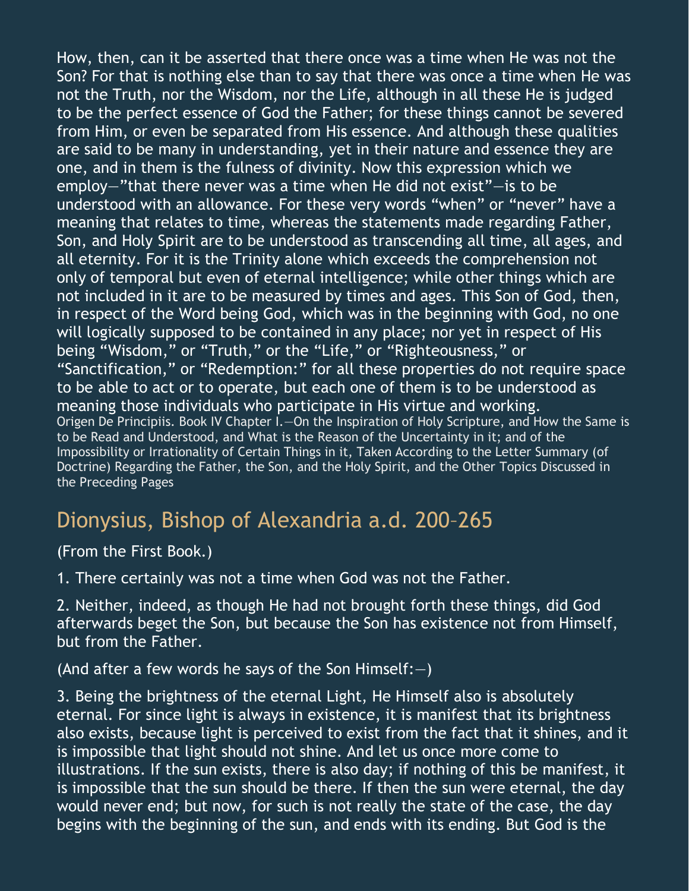How, then, can it be asserted that there once was a time when He was not the Son? For that is nothing else than to say that there was once a time when He was not the Truth, nor the Wisdom, nor the Life, although in all these He is judged to be the perfect essence of God the Father; for these things cannot be severed from Him, or even be separated from His essence. And although these qualities are said to be many in understanding, yet in their nature and essence they are one, and in them is the fulness of divinity. Now this expression which we employ—"that there never was a time when He did not exist"—is to be understood with an allowance. For these very words "when" or "never" have a meaning that relates to time, whereas the statements made regarding Father, Son, and Holy Spirit are to be understood as transcending all time, all ages, and all eternity. For it is the Trinity alone which exceeds the comprehension not only of temporal but even of eternal intelligence; while other things which are not included in it are to be measured by times and ages. This Son of God, then, in respect of the Word being God, which was in the beginning with God, no one will logically supposed to be contained in any place; nor yet in respect of His being "Wisdom," or "Truth," or the "Life," or "Righteousness," or "Sanctification," or "Redemption:" for all these properties do not require space to be able to act or to operate, but each one of them is to be understood as meaning those individuals who participate in His virtue and working.

Origen De Principiis. Book IV Chapter I.—On the Inspiration of Holy Scripture, and How the Same is to be Read and Understood, and What is the Reason of the Uncertainty in it; and of the Impossibility or Irrationality of Certain Things in it, Taken According to the Letter Summary (of Doctrine) Regarding the Father, the Son, and the Holy Spirit, and the Other Topics Discussed in the Preceding Pages

## Dionysius, Bishop of Alexandria a.d. 200–265

(From the First Book.)

1. There certainly was not a time when God was not the Father.

2. Neither, indeed, as though He had not brought forth these things, did God afterwards beget the Son, but because the Son has existence not from Himself, but from the Father.

(And after a few words he says of the Son Himself:—)

3. Being the brightness of the eternal Light, He Himself also is absolutely eternal. For since light is always in existence, it is manifest that its brightness also exists, because light is perceived to exist from the fact that it shines, and it is impossible that light should not shine. And let us once more come to illustrations. If the sun exists, there is also day; if nothing of this be manifest, it is impossible that the sun should be there. If then the sun were eternal, the day would never end; but now, for such is not really the state of the case, the day begins with the beginning of the sun, and ends with its ending. But God is the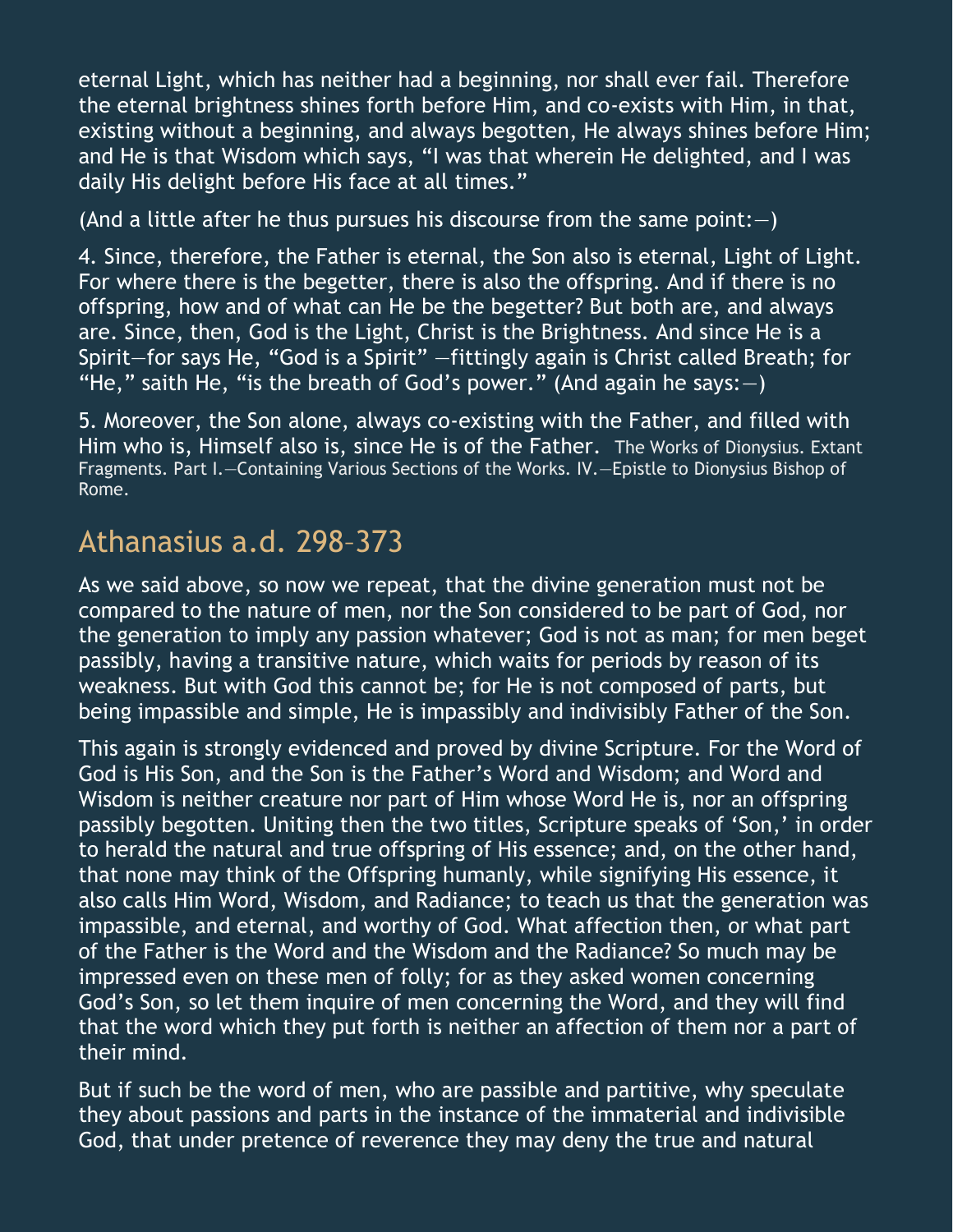eternal Light, which has neither had a beginning, nor shall ever fail. Therefore the eternal brightness shines forth before Him, and co-exists with Him, in that, existing without a beginning, and always begotten, He always shines before Him; and He is that Wisdom which says, "I was that wherein He delighted, and I was daily His delight before His face at all times."

(And a little after he thus pursues his discourse from the same point:—)

4. Since, therefore, the Father is eternal, the Son also is eternal, Light of Light. For where there is the begetter, there is also the offspring. And if there is no offspring, how and of what can He be the begetter? But both are, and always are. Since, then, God is the Light, Christ is the Brightness. And since He is a Spirit—for says He, "God is a Spirit" —fittingly again is Christ called Breath; for "He," saith He, "is the breath of God's power." (And again he says:—)

5. Moreover, the Son alone, always co-existing with the Father, and filled with Him who is, Himself also is, since He is of the Father. The Works of Dionysius. Extant Fragments. Part I.—Containing Various Sections of the Works. IV.—Epistle to Dionysius Bishop of Rome.

## Athanasius a.d. 298–373

As we said above, so now we repeat, that the divine generation must not be compared to the nature of men, nor the Son considered to be part of God, nor the generation to imply any passion whatever; God is not as man; for men beget passibly, having a transitive nature, which waits for periods by reason of its weakness. But with God this cannot be; for He is not composed of parts, but being impassible and simple, He is impassibly and indivisibly Father of the Son.

This again is strongly evidenced and proved by divine Scripture. For the Word of God is His Son, and the Son is the Father's Word and Wisdom; and Word and Wisdom is neither creature nor part of Him whose Word He is, nor an offspring passibly begotten. Uniting then the two titles, Scripture speaks of 'Son,' in order to herald the natural and true offspring of His essence; and, on the other hand, that none may think of the Offspring humanly, while signifying His essence, it also calls Him Word, Wisdom, and Radiance; to teach us that the generation was impassible, and eternal, and worthy of God. What affection then, or what part of the Father is the Word and the Wisdom and the Radiance? So much may be impressed even on these men of folly; for as they asked women concerning God's Son, so let them inquire of men concerning the Word, and they will find that the word which they put forth is neither an affection of them nor a part of their mind.

But if such be the word of men, who are passible and partitive, why speculate they about passions and parts in the instance of the immaterial and indivisible God, that under pretence of reverence they may deny the true and natural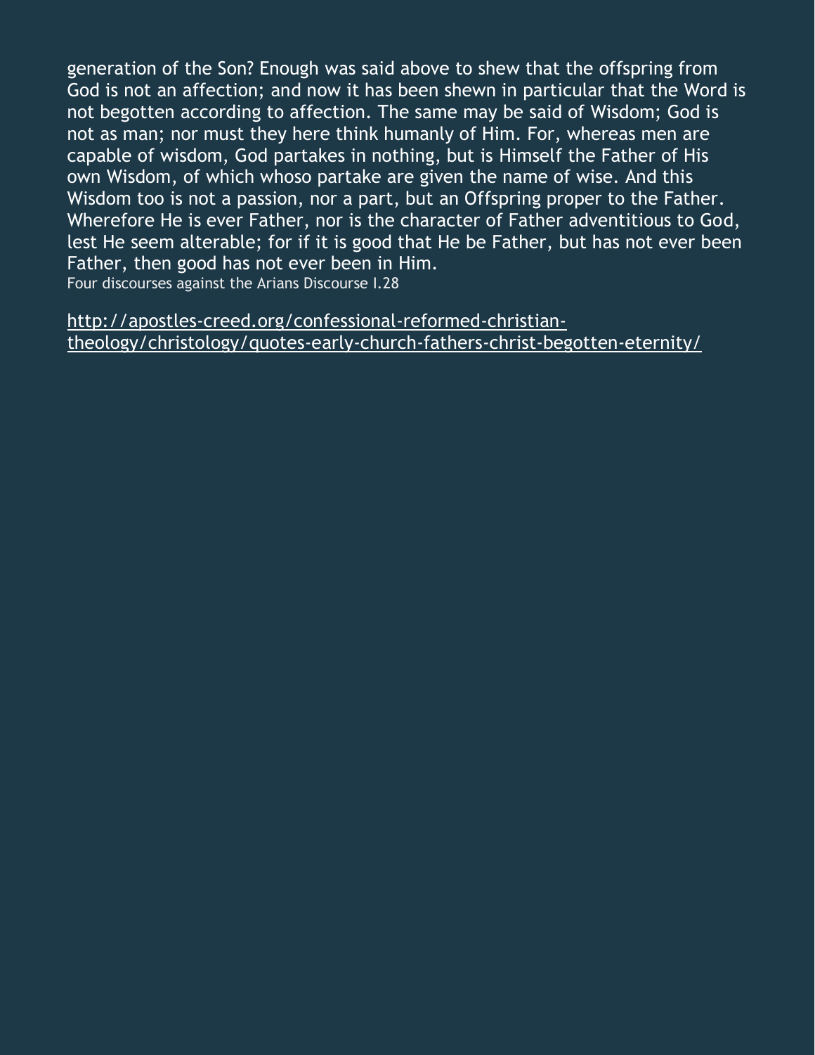generation of the Son? Enough was said above to shew that the offspring from God is not an affection; and now it has been shewn in particular that the Word is not begotten according to affection. The same may be said of Wisdom; God is not as man; nor must they here think humanly of Him. For, whereas men are capable of wisdom, God partakes in nothing, but is Himself the Father of His own Wisdom, of which whoso partake are given the name of wise. And this Wisdom too is not a passion, nor a part, but an Offspring proper to the Father. Wherefore He is ever Father, nor is the character of Father adventitious to God, lest He seem alterable; for if it is good that He be Father, but has not ever been Father, then good has not ever been in Him.

Four discourses against the Arians Discourse I.28

[http://apostles-creed.org/confessional-reformed-christian-theology/christology/quotes-early-church-fathers-christ-begotten-eternity/](http://apostles-creed.org/confessional-reformed-christian-theology/christology/quotes-early-church-fathers-christ-begotten-eternity/)